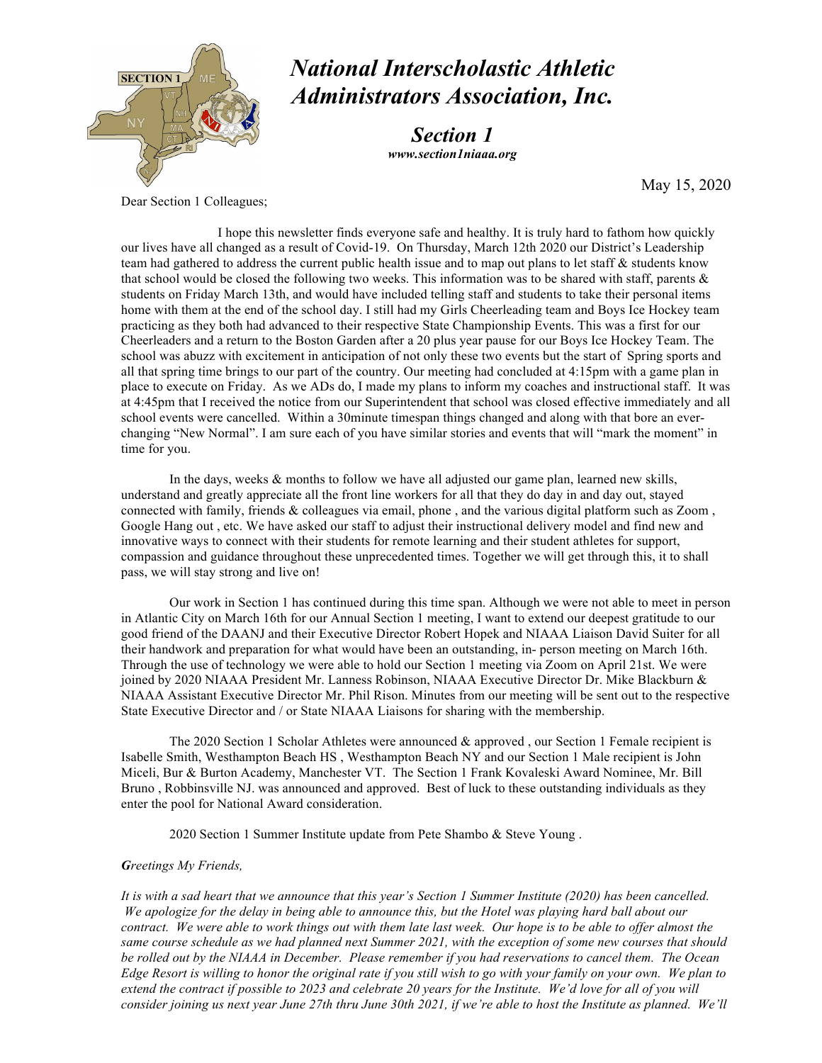# *National Interscholastic Athletic Administrators Association, Inc.*

## *Section 1*

***www.section1niaaa.org***

May 15, 2020

Dear Section 1 Colleagues;

I hope this newsletter finds everyone safe and healthy. It is truly hard to fathom how quickly our lives have all changed as a result of Covid-19. On Thursday, March 12th 2020 our District's Leadership team had gathered to address the current public health issue and to map out plans to let staff & students know that school would be closed the following two weeks. This information was to be shared with staff, parents & students on Friday March 13th, and would have included telling staff and students to take their personal items home with them at the end of the school day. I still had my Girls Cheerleading team and Boys Ice Hockey team practicing as they both had advanced to their respective State Championship Events. This was a first for our Cheerleaders and a return to the Boston Garden after a 20 plus year pause for our Boys Ice Hockey Team. The school was abuzz with excitement in anticipation of not only these two events but the start of Spring sports and all that spring time brings to our part of the country. Our meeting had concluded at 4:15pm with a game plan in place to execute on Friday. As we ADs do, I made my plans to inform my coaches and instructional staff. It was at 4:45pm that I received the notice from our Superintendent that school was closed effective immediately and all school events were cancelled. Within a 30minute timespan things changed and along with that bore an ever-changing "New Normal". I am sure each of you have similar stories and events that will "mark the moment" in time for you.

In the days, weeks & months to follow we have all adjusted our game plan, learned new skills, understand and greatly appreciate all the front line workers for all that they do day in and day out, stayed connected with family, friends & colleagues via email, phone , and the various digital platform such as Zoom , Google Hang out , etc. We have asked our staff to adjust their instructional delivery model and find new and innovative ways to connect with their students for remote learning and their student athletes for support, compassion and guidance throughout these unprecedented times. Together we will get through this, it to shall pass, we will stay strong and live on!

Our work in Section 1 has continued during this time span. Although we were not able to meet in person in Atlantic City on March 16th for our Annual Section 1 meeting, I want to extend our deepest gratitude to our good friend of the DAANJ and their Executive Director Robert Hopek and NIAAA Liaison David Suiter for all their handwork and preparation for what would have been an outstanding, in- person meeting on March 16th. Through the use of technology we were able to hold our Section 1 meeting via Zoom on April 21st. We were joined by 2020 NIAAA President Mr. Lanness Robinson, NIAAA Executive Director Dr. Mike Blackburn & NIAAA Assistant Executive Director Mr. Phil Rison. Minutes from our meeting will be sent out to the respective State Executive Director and / or State NIAAA Liaisons for sharing with the membership.

The 2020 Section 1 Scholar Athletes were announced & approved , our Section 1 Female recipient is Isabelle Smith, Westhampton Beach HS , Westhampton Beach NY and our Section 1 Male recipient is John Miceli, Bur & Burton Academy, Manchester VT. The Section 1 Frank Kovaleski Award Nominee, Mr. Bill Bruno , Robbinsville NJ. was announced and approved. Best of luck to these outstanding individuals as they enter the pool for National Award consideration.

2020 Section 1 Summer Institute update from Pete Shambo & Steve Young .

***G****reetings My Friends,*

*It is with a sad heart that we announce that this year's Section 1 Summer Institute (2020) has been cancelled. We apologize for the delay in being able to announce this, but the Hotel was playing hard ball about our contract. We were able to work things out with them late last week. Our hope is to be able to offer almost the same course schedule as we had planned next Summer 2021, with the exception of some new courses that should be rolled out by the NIAAA in December. Please remember if you had reservations to cancel them. The Ocean Edge Resort is willing to honor the original rate if you still wish to go with your family on your own. We plan to extend the contract if possible to 2023 and celebrate 20 years for the Institute. We'd love for all of you will consider joining us next year June 27th thru June 30th 2021, if we're able to host the Institute as planned. We'll*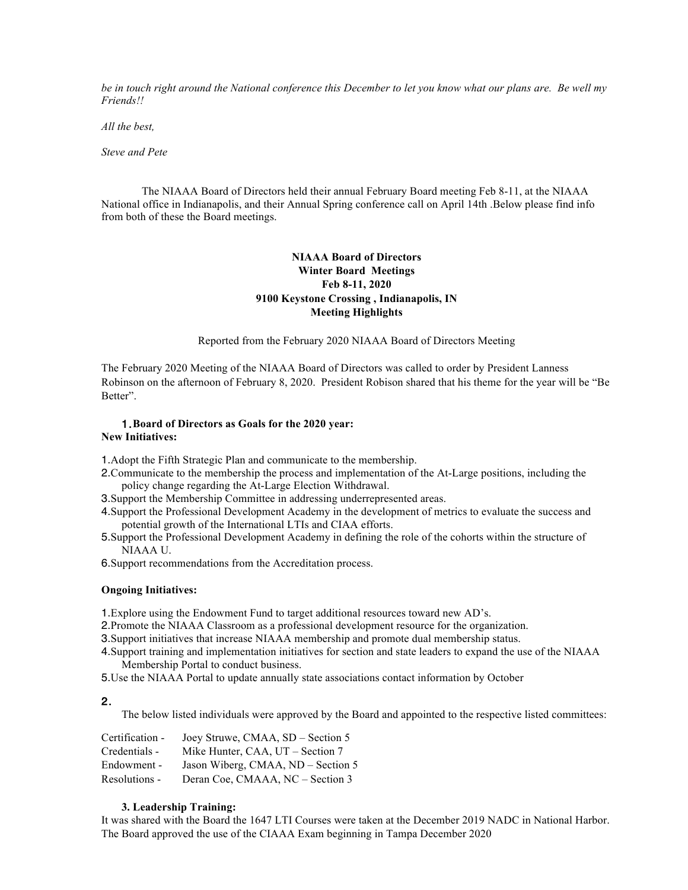*be in touch right around the National conference this December to let you know what our plans are. Be well my Friends!!*

*All the best,*

*Steve and Pete*

The NIAAA Board of Directors held their annual February Board meeting Feb 8-11, at the NIAAA National office in Indianapolis, and their Annual Spring conference call on April 14th .Below please find info from both of these the Board meetings.

**NIAAA Board of Directors**
**Winter Board Meetings**
**Feb 8-11, 2020**
**9100 Keystone Crossing , Indianapolis, IN**
**Meeting Highlights**

Reported from the February 2020 NIAAA Board of Directors Meeting

The February 2020 Meeting of the NIAAA Board of Directors was called to order by President Lanness Robinson on the afternoon of February 8, 2020. President Robison shared that his theme for the year will be "Be Better".

**1. Board of Directors as Goals for the 2020 year:**

**New Initiatives:**

1. Adopt the Fifth Strategic Plan and communicate to the membership.
2. Communicate to the membership the process and implementation of the At-Large positions, including the policy change regarding the At-Large Election Withdrawal.
3. Support the Membership Committee in addressing underrepresented areas.
4. Support the Professional Development Academy in the development of metrics to evaluate the success and potential growth of the International LTIs and CIAA efforts.
5. Support the Professional Development Academy in defining the role of the cohorts within the structure of NIAAA U.
6. Support recommendations from the Accreditation process.

**Ongoing Initiatives:**

1. Explore using the Endowment Fund to target additional resources toward new AD's.
2. Promote the NIAAA Classroom as a professional development resource for the organization.
3. Support initiatives that increase NIAAA membership and promote dual membership status.
4. Support training and implementation initiatives for section and state leaders to expand the use of the NIAAA Membership Portal to conduct business.
5. Use the NIAAA Portal to update annually state associations contact information by October

**2.**

The below listed individuals were approved by the Board and appointed to the respective listed committees:

Certification - Joey Struwe, CMAA, SD – Section 5
Credentials - Mike Hunter, CAA, UT – Section 7
Endowment - Jason Wiberg, CMAA, ND – Section 5
Resolutions - Deran Coe, CMAAA, NC – Section 3

**3. Leadership Training:**

It was shared with the Board the 1647 LTI Courses were taken at the December 2019 NADC in National Harbor. The Board approved the use of the CIAAA Exam beginning in Tampa December 2020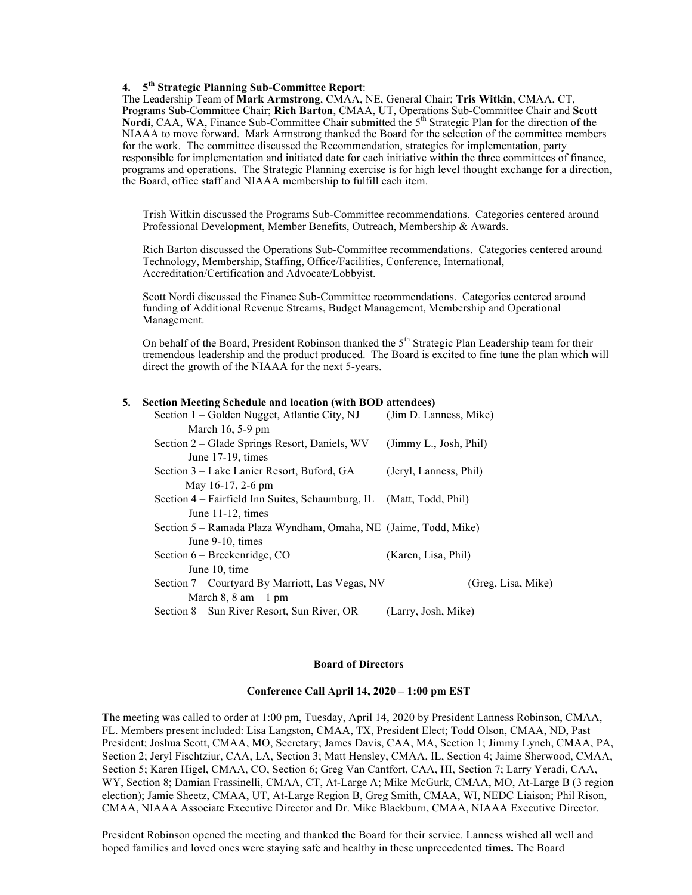**4. 5th Strategic Planning Sub-Committee Report**:

The Leadership Team of **Mark Armstrong**, CMAA, NE, General Chair; **Tris Witkin**, CMAA, CT, Programs Sub-Committee Chair; **Rich Barton**, CMAA, UT, Operations Sub-Committee Chair and **Scott Nordi**, CAA, WA, Finance Sub-Committee Chair submitted the 5th Strategic Plan for the direction of the NIAAA to move forward. Mark Armstrong thanked the Board for the selection of the committee members for the work. The committee discussed the Recommendation, strategies for implementation, party responsible for implementation and initiated date for each initiative within the three committees of finance, programs and operations. The Strategic Planning exercise is for high level thought exchange for a direction, the Board, office staff and NIAAA membership to fulfill each item.

Trish Witkin discussed the Programs Sub-Committee recommendations. Categories centered around Professional Development, Member Benefits, Outreach, Membership & Awards.

Rich Barton discussed the Operations Sub-Committee recommendations. Categories centered around Technology, Membership, Staffing, Office/Facilities, Conference, International, Accreditation/Certification and Advocate/Lobbyist.

Scott Nordi discussed the Finance Sub-Committee recommendations. Categories centered around funding of Additional Revenue Streams, Budget Management, Membership and Operational Management.

On behalf of the Board, President Robinson thanked the 5th Strategic Plan Leadership team for their tremendous leadership and the product produced. The Board is excited to fine tune the plan which will direct the growth of the NIAAA for the next 5-years.

**5. Section Meeting Schedule and location (with BOD attendees)**

- Section 1 – Golden Nugget, Atlantic City, NJ (Jim D. Lanness, Mike)
  March 16, 5-9 pm
- Section 2 – Glade Springs Resort, Daniels, WV (Jimmy L., Josh, Phil)
  June 17-19, times
- Section 3 – Lake Lanier Resort, Buford, GA (Jeryl, Lanness, Phil)
  May 16-17, 2-6 pm
- Section 4 – Fairfield Inn Suites, Schaumburg, IL (Matt, Todd, Phil)
  June 11-12, times
- Section 5 – Ramada Plaza Wyndham, Omaha, NE (Jaime, Todd, Mike)
  June 9-10, times
- Section 6 – Breckenridge, CO (Karen, Lisa, Phil)
  June 10, time
- Section 7 – Courtyard By Marriott, Las Vegas, NV (Greg, Lisa, Mike)
  March 8, 8 am – 1 pm
- Section 8 – Sun River Resort, Sun River, OR (Larry, Josh, Mike)

**Board of Directors**

**Conference Call April 14, 2020 – 1:00 pm EST**

**T**he meeting was called to order at 1:00 pm, Tuesday, April 14, 2020 by President Lanness Robinson, CMAA, FL. Members present included: Lisa Langston, CMAA, TX, President Elect; Todd Olson, CMAA, ND, Past President; Joshua Scott, CMAA, MO, Secretary; James Davis, CAA, MA, Section 1; Jimmy Lynch, CMAA, PA, Section 2; Jeryl Fischtziur, CAA, LA, Section 3; Matt Hensley, CMAA, IL, Section 4; Jaime Sherwood, CMAA, Section 5; Karen Higel, CMAA, CO, Section 6; Greg Van Cantfort, CAA, HI, Section 7; Larry Yeradi, CAA, WY, Section 8; Damian Frassinelli, CMAA, CT, At-Large A; Mike McGurk, CMAA, MO, At-Large B (3 region election); Jamie Sheetz, CMAA, UT, At-Large Region B, Greg Smith, CMAA, WI, NEDC Liaison; Phil Rison, CMAA, NIAAA Associate Executive Director and Dr. Mike Blackburn, CMAA, NIAAA Executive Director.

President Robinson opened the meeting and thanked the Board for their service. Lanness wished all well and hoped families and loved ones were staying safe and healthy in these unprecedented **times.** The Board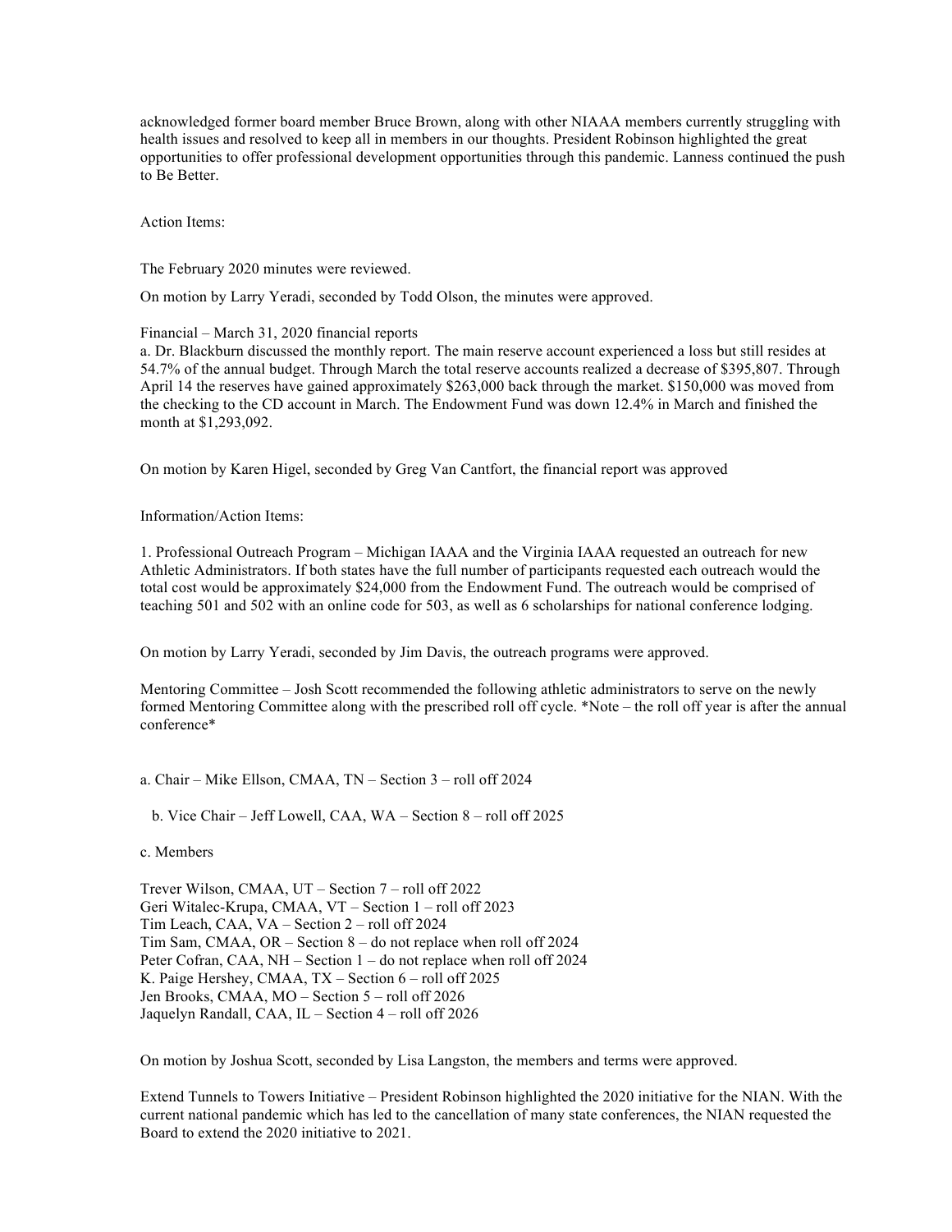acknowledged former board member Bruce Brown, along with other NIAAA members currently struggling with health issues and resolved to keep all in members in our thoughts. President Robinson highlighted the great opportunities to offer professional development opportunities through this pandemic. Lanness continued the push to Be Better.

Action Items:

The February 2020 minutes were reviewed.

On motion by Larry Yeradi, seconded by Todd Olson, the minutes were approved.

Financial – March 31, 2020 financial reports
a. Dr. Blackburn discussed the monthly report. The main reserve account experienced a loss but still resides at 54.7% of the annual budget. Through March the total reserve accounts realized a decrease of $395,807. Through April 14 the reserves have gained approximately $263,000 back through the market. $150,000 was moved from the checking to the CD account in March. The Endowment Fund was down 12.4% in March and finished the month at $1,293,092.

On motion by Karen Higel, seconded by Greg Van Cantfort, the financial report was approved

Information/Action Items:

1. Professional Outreach Program – Michigan IAAA and the Virginia IAAA requested an outreach for new Athletic Administrators. If both states have the full number of participants requested each outreach would the total cost would be approximately $24,000 from the Endowment Fund. The outreach would be comprised of teaching 501 and 502 with an online code for 503, as well as 6 scholarships for national conference lodging.

On motion by Larry Yeradi, seconded by Jim Davis, the outreach programs were approved.

Mentoring Committee – Josh Scott recommended the following athletic administrators to serve on the newly formed Mentoring Committee along with the prescribed roll off cycle. *Note – the roll off year is after the annual conference*

a. Chair – Mike Ellson, CMAA, TN – Section 3 – roll off 2024

b. Vice Chair – Jeff Lowell, CAA, WA – Section 8 – roll off 2025

c. Members

Trever Wilson, CMAA, UT – Section 7 – roll off 2022
Geri Witalec-Krupa, CMAA, VT – Section 1 – roll off 2023
Tim Leach, CAA, VA – Section 2 – roll off 2024
Tim Sam, CMAA, OR – Section 8 – do not replace when roll off 2024
Peter Cofran, CAA, NH – Section 1 – do not replace when roll off 2024
K. Paige Hershey, CMAA, TX – Section 6 – roll off 2025
Jen Brooks, CMAA, MO – Section 5 – roll off 2026
Jaquelyn Randall, CAA, IL – Section 4 – roll off 2026

On motion by Joshua Scott, seconded by Lisa Langston, the members and terms were approved.

Extend Tunnels to Towers Initiative – President Robinson highlighted the 2020 initiative for the NIAN. With the current national pandemic which has led to the cancellation of many state conferences, the NIAN requested the Board to extend the 2020 initiative to 2021.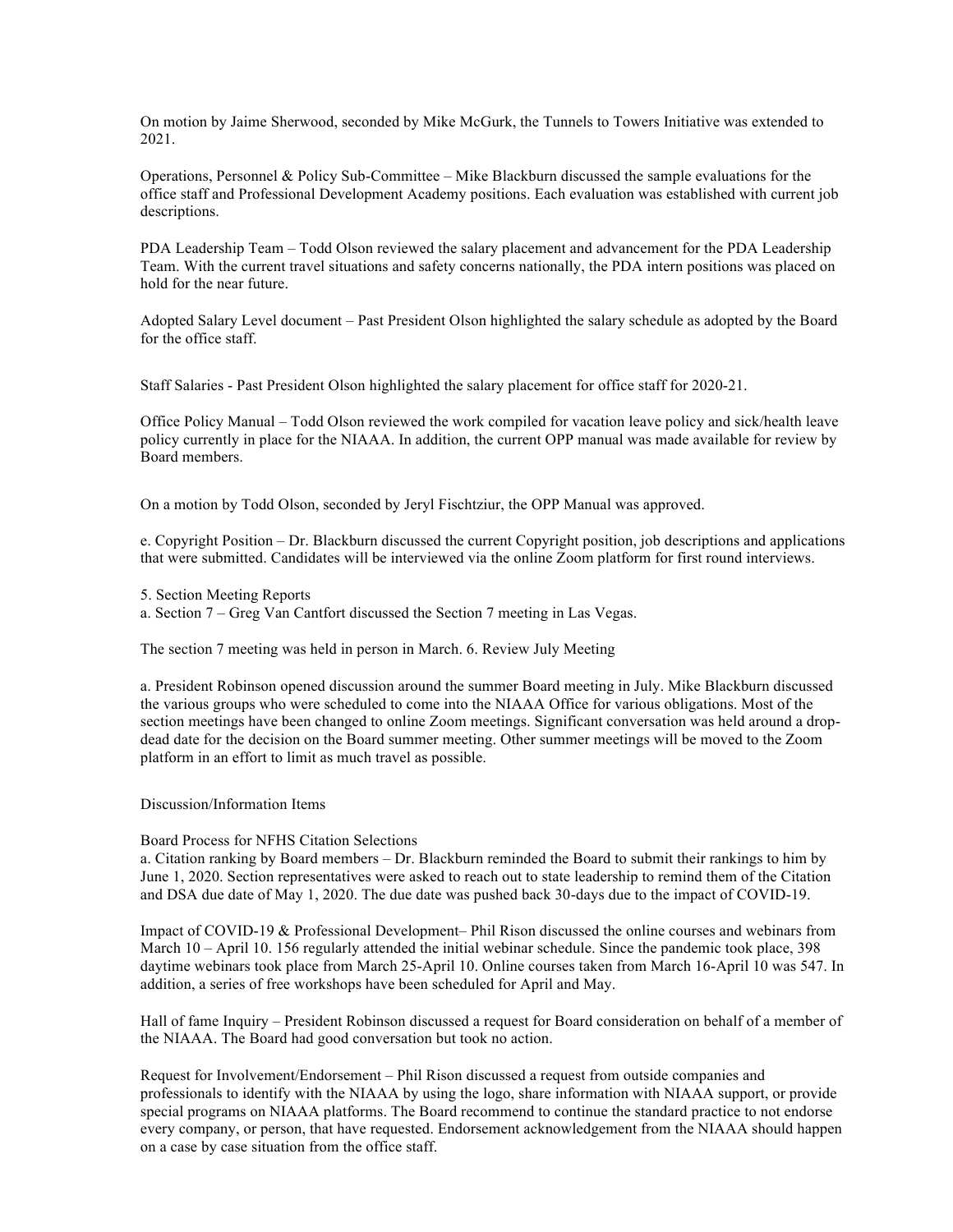On motion by Jaime Sherwood, seconded by Mike McGurk, the Tunnels to Towers Initiative was extended to 2021.

Operations, Personnel & Policy Sub-Committee – Mike Blackburn discussed the sample evaluations for the office staff and Professional Development Academy positions. Each evaluation was established with current job descriptions.

PDA Leadership Team – Todd Olson reviewed the salary placement and advancement for the PDA Leadership Team. With the current travel situations and safety concerns nationally, the PDA intern positions was placed on hold for the near future.

Adopted Salary Level document – Past President Olson highlighted the salary schedule as adopted by the Board for the office staff.

Staff Salaries - Past President Olson highlighted the salary placement for office staff for 2020-21.

Office Policy Manual – Todd Olson reviewed the work compiled for vacation leave policy and sick/health leave policy currently in place for the NIAAA. In addition, the current OPP manual was made available for review by Board members.

On a motion by Todd Olson, seconded by Jeryl Fischtziur, the OPP Manual was approved.

e. Copyright Position – Dr. Blackburn discussed the current Copyright position, job descriptions and applications that were submitted. Candidates will be interviewed via the online Zoom platform for first round interviews.

5. Section Meeting Reports
a. Section 7 – Greg Van Cantfort discussed the Section 7 meeting in Las Vegas.

The section 7 meeting was held in person in March. 6. Review July Meeting

a. President Robinson opened discussion around the summer Board meeting in July. Mike Blackburn discussed the various groups who were scheduled to come into the NIAAA Office for various obligations. Most of the section meetings have been changed to online Zoom meetings. Significant conversation was held around a drop-dead date for the decision on the Board summer meeting. Other summer meetings will be moved to the Zoom platform in an effort to limit as much travel as possible.

Discussion/Information Items

Board Process for NFHS Citation Selections
a. Citation ranking by Board members – Dr. Blackburn reminded the Board to submit their rankings to him by June 1, 2020. Section representatives were asked to reach out to state leadership to remind them of the Citation and DSA due date of May 1, 2020. The due date was pushed back 30-days due to the impact of COVID-19.

Impact of COVID-19 & Professional Development– Phil Rison discussed the online courses and webinars from March 10 – April 10. 156 regularly attended the initial webinar schedule. Since the pandemic took place, 398 daytime webinars took place from March 25-April 10. Online courses taken from March 16-April 10 was 547. In addition, a series of free workshops have been scheduled for April and May.

Hall of fame Inquiry – President Robinson discussed a request for Board consideration on behalf of a member of the NIAAA. The Board had good conversation but took no action.

Request for Involvement/Endorsement – Phil Rison discussed a request from outside companies and professionals to identify with the NIAAA by using the logo, share information with NIAAA support, or provide special programs on NIAAA platforms. The Board recommend to continue the standard practice to not endorse every company, or person, that have requested. Endorsement acknowledgement from the NIAAA should happen on a case by case situation from the office staff.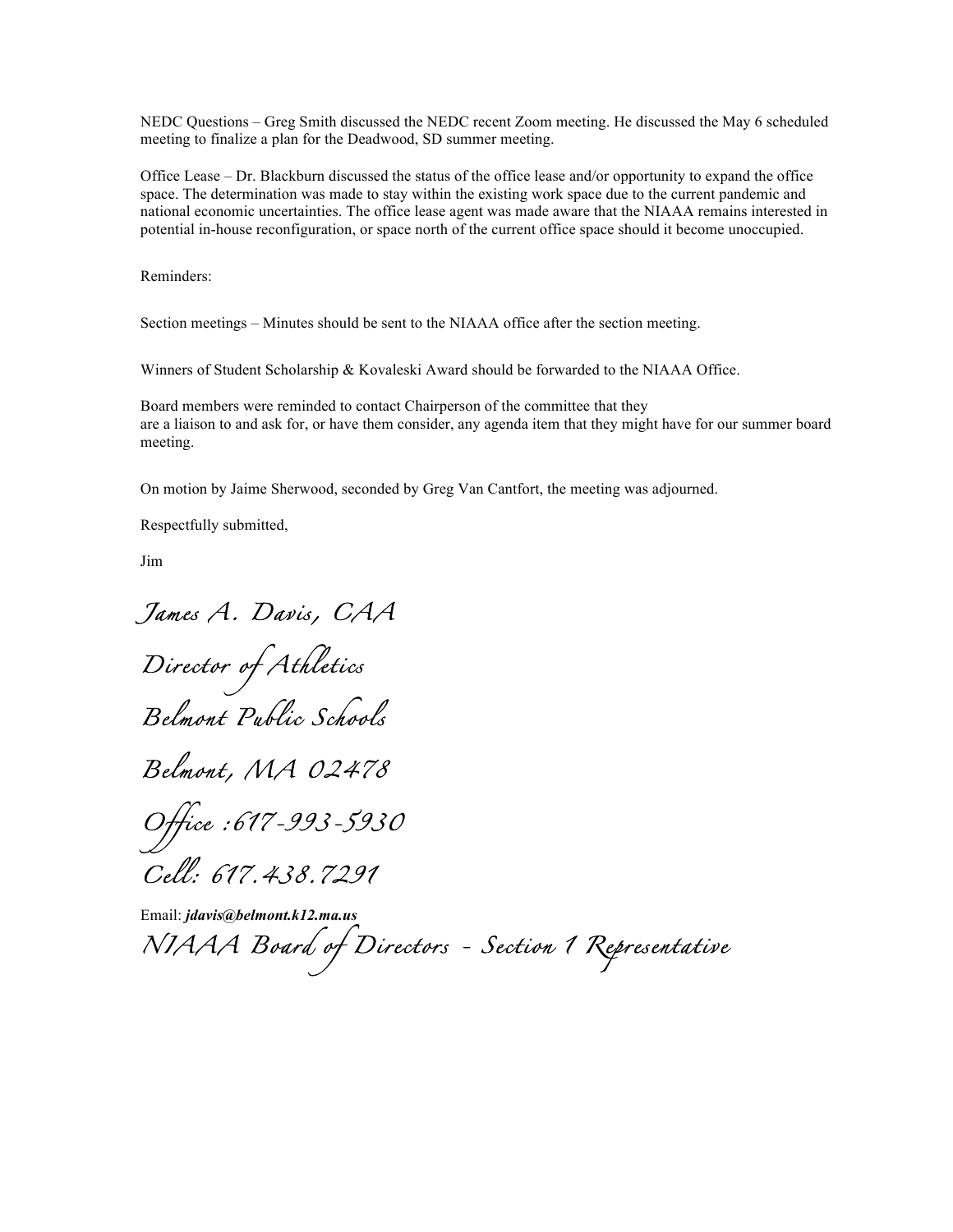NEDC Questions – Greg Smith discussed the NEDC recent Zoom meeting. He discussed the May 6 scheduled meeting to finalize a plan for the Deadwood, SD summer meeting.

Office Lease – Dr. Blackburn discussed the status of the office lease and/or opportunity to expand the office space. The determination was made to stay within the existing work space due to the current pandemic and national economic uncertainties. The office lease agent was made aware that the NIAAA remains interested in potential in-house reconfiguration, or space north of the current office space should it become unoccupied.

Reminders:

Section meetings – Minutes should be sent to the NIAAA office after the section meeting.

Winners of Student Scholarship & Kovaleski Award should be forwarded to the NIAAA Office.

Board members were reminded to contact Chairperson of the committee that they are a liaison to and ask for, or have them consider, any agenda item that they might have for our summer board meeting.

On motion by Jaime Sherwood, seconded by Greg Van Cantfort, the meeting was adjourned.

Respectfully submitted,

Jim

*James A. Davis, CAA*

*Director of Athletics*

*Belmont Public Schools*

*Belmont, MA 02478*

*Office :617-993-5930*

*Cell: 617.438.7291*

Email: ***jdavis@belmont.k12.ma.us***

*NIAAA Board of Directors - Section 1 Representative*